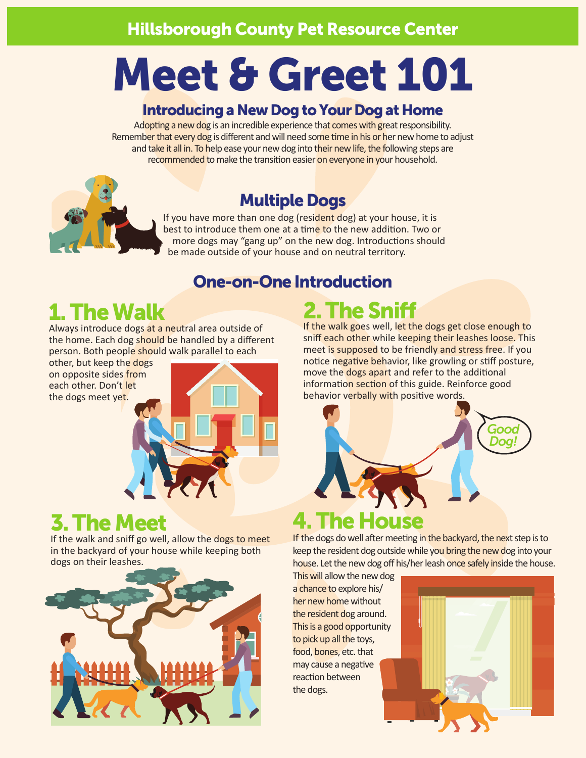Hillsborough County Pet Resource Center

# Meet & Greet 101

## Introducing a New Dog to Your Dog at Home

Adopting a new dog is an incredible experience that comes with great responsibility. Remember that every dog is different and will need some time in his or her new home to adjust and take it all in. To help ease your new dog into their new life, the following steps are recommended to make the transition easier on everyone in your household.

## Multiple Dogs

If you have more than one dog (resident dog) at your house, it is best to introduce them one at a time to the new addition. Two or more dogs may "gang up" on the new dog. Introductions should be made outside of your house and on neutral territory.

## One-on-One Introduction

### 1. The Walk

Always introduce dogs at a neutral area outside of the home. Each dog should be handled by a different person. Both people should walk parallel to each other, but keep the dogs on opposite sides from each other. Don't let the dogs meet yet.

### 2. The Sniff

If the walk goes well, let the dogs get close enough to sniff each other while keeping their leashes loose. This meet is supposed to be friendly and stress free. If you notice negative behavior, like growling or stiff posture, move the dogs apart and refer to the additional information section of this guide. Reinforce good behavior verbally with positive words.

Good Dog!

### 3. The Meet

If the walk and sniff go well, allow the dogs to meet in the backyard of your house while keeping both dogs on their leashes.

### 4. The House

If the dogs do well after meeting in the backyard, the next step is to keep the resident dog outside while you bring the new dog into your house. Let the new dog off his/her leash once safely inside the house. This will allow the new dog a chance to explore his/her new home without the resident dog around. This is a good opportunity to pick up all the toys, food, bones, etc. that may cause a negative reaction between the dogs.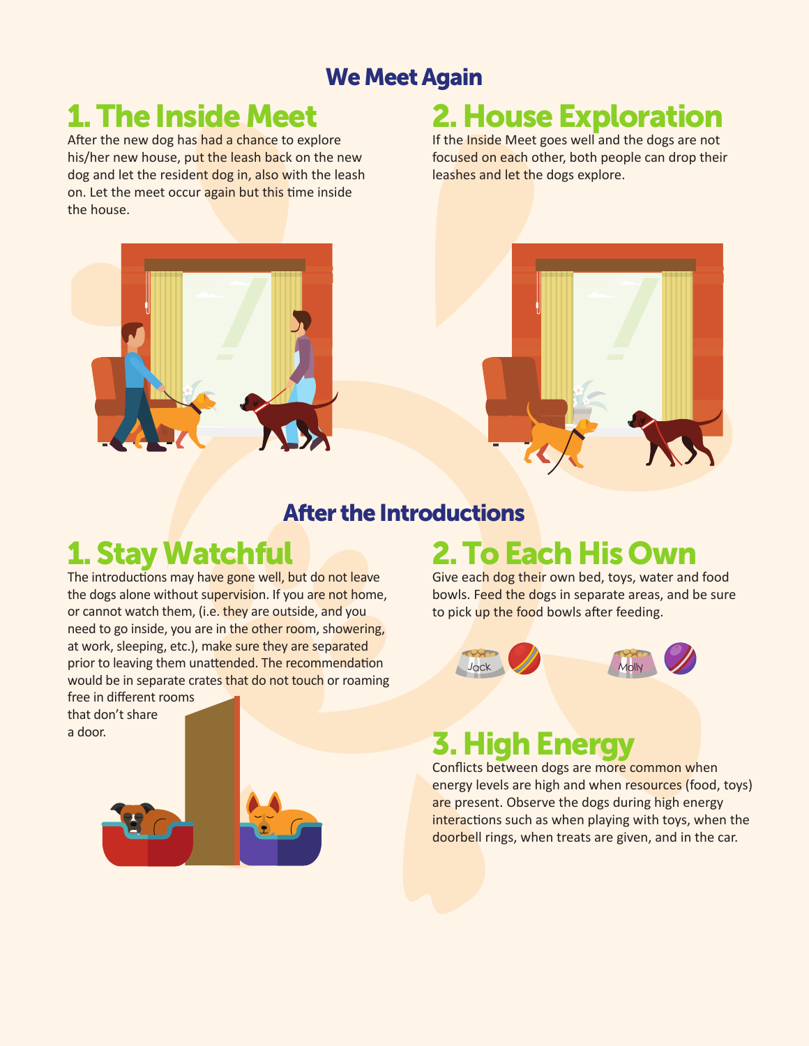## We Meet Again

### 1. The Inside Meet

After the new dog has had a chance to explore his/her new house, put the leash back on the new dog and let the resident dog in, also with the leash on. Let the meet occur again but this time inside the house.

### 2. House Exploration

If the Inside Meet goes well and the dogs are not focused on each other, both people can drop their leashes and let the dogs explore.

## After the Introductions

### 1. Stay Watchful

The introductions may have gone well, but do not leave the dogs alone without supervision. If you are not home, or cannot watch them, (i.e. they are outside, and you need to go inside, you are in the other room, showering, at work, sleeping, etc.), make sure they are separated prior to leaving them unattended. The recommendation would be in separate crates that do not touch or roaming free in different rooms that don't share a door.

### 2. To Each His Own

Give each dog their own bed, toys, water and food bowls. Feed the dogs in separate areas, and be sure to pick up the food bowls after feeding.

Jack

Molly

### 3. High Energy

Conflicts between dogs are more common when energy levels are high and when resources (food, toys) are present. Observe the dogs during high energy interactions such as when playing with toys, when the doorbell rings, when treats are given, and in the car.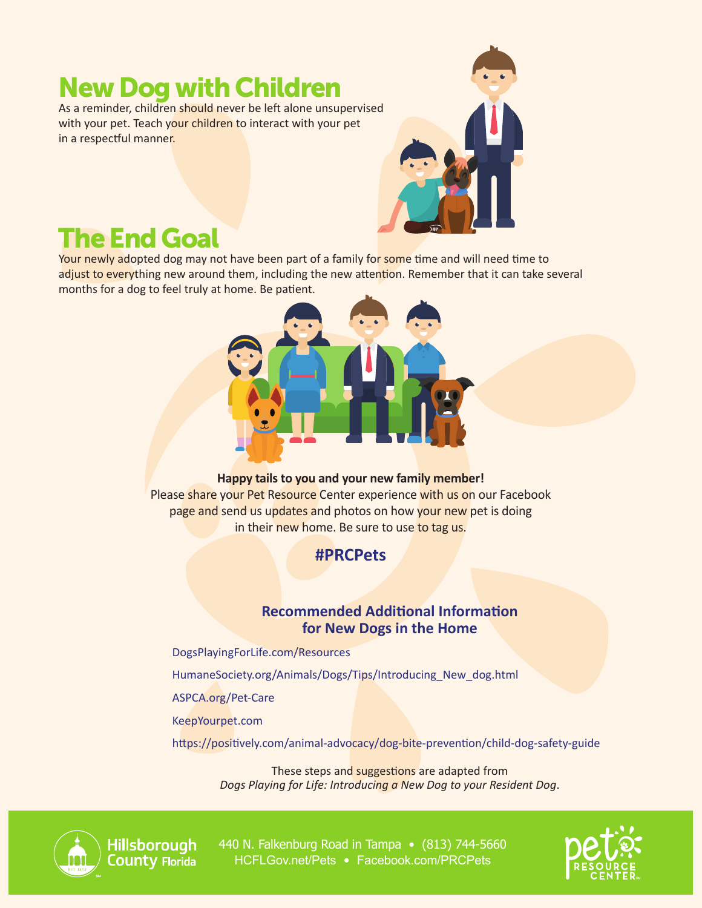## New Dog with Children

As a reminder, children should never be left alone unsupervised with your pet. Teach your children to interact with your pet in a respectful manner.

## The End Goal

Your newly adopted dog may not have been part of a family for some time and will need time to adjust to everything new around them, including the new attention. Remember that it can take several months for a dog to feel truly at home. Be patient.

**Happy tails to you and your new family member!**

Please share your Pet Resource Center experience with us on our Facebook page and send us updates and photos on how your new pet is doing in their new home. Be sure to use to tag us.

**#PRCPets**

### Recommended Additional Information for New Dogs in the Home

DogsPlayingForLife.com/Resources

HumaneSociety.org/Animals/Dogs/Tips/Introducing_New_dog.html

ASPCA.org/Pet-Care

KeepYourpet.com

https://positively.com/animal-advocacy/dog-bite-prevention/child-dog-safety-guide

These steps and suggestions are adapted from *Dogs Playing for Life: Introducing a New Dog to your Resident Dog*.

Hillsborough County Florida

440 N. Falkenburg Road in Tampa • (813) 744-5660
HCFLGov.net/Pets • Facebook.com/PRCPets

pet RESOURCE CENTER